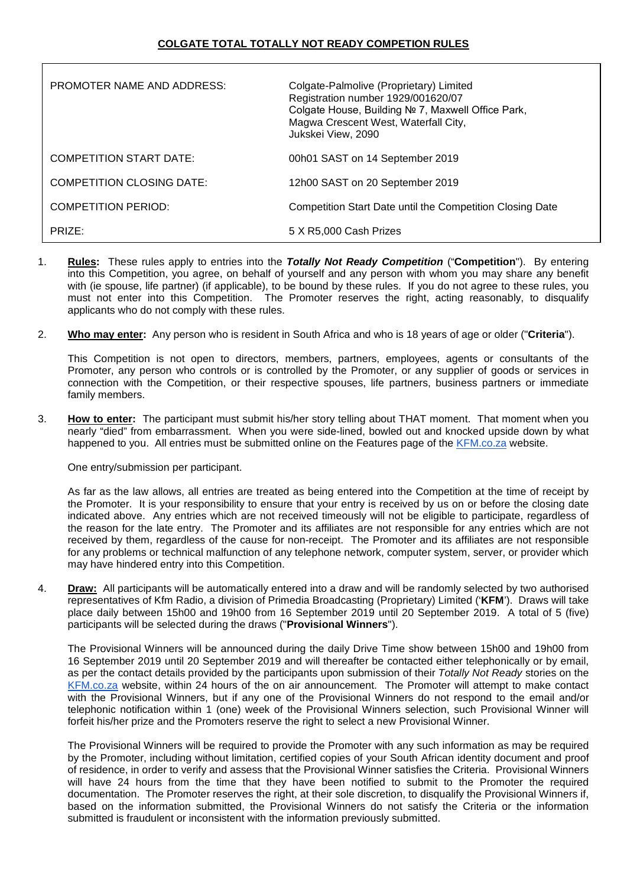**COLGATE TOTAL TOTALLY NOT READY COMPETION RULES**

| | |
|---|---|
| PROMOTER NAME AND ADDRESS: | Colgate-Palmolive (Proprietary) Limited<br>Registration number 1929/001620/07<br>Colgate House, Building № 7, Maxwell Office Park,<br>Magwa Crescent West, Waterfall City,<br>Jukskei View, 2090 |
| COMPETITION START DATE: | 00h01 SAST on 14 September 2019 |
| COMPETITION CLOSING DATE: | 12h00 SAST on 20 September 2019 |
| COMPETITION PERIOD: | Competition Start Date until the Competition Closing Date |
| PRIZE: | 5 X R5,000 Cash Prizes |

1. **Rules:** These rules apply to entries into the ***Totally Not Ready Competition*** ("**Competition**"). By entering into this Competition, you agree, on behalf of yourself and any person with whom you may share any benefit with (ie spouse, life partner) (if applicable), to be bound by these rules. If you do not agree to these rules, you must not enter into this Competition. The Promoter reserves the right, acting reasonably, to disqualify applicants who do not comply with these rules.

2. **Who may enter:** Any person who is resident in South Africa and who is 18 years of age or older ("**Criteria**").

   This Competition is not open to directors, members, partners, employees, agents or consultants of the Promoter, any person who controls or is controlled by the Promoter, or any supplier of goods or services in connection with the Competition, or their respective spouses, life partners, business partners or immediate family members.

3. **How to enter:** The participant must submit his/her story telling about THAT moment. That moment when you nearly "died" from embarrassment. When you were side-lined, bowled out and knocked upside down by what happened to you. All entries must be submitted online on the Features page of the KFM.co.za website.

   One entry/submission per participant.

   As far as the law allows, all entries are treated as being entered into the Competition at the time of receipt by the Promoter. It is your responsibility to ensure that your entry is received by us on or before the closing date indicated above. Any entries which are not received timeously will not be eligible to participate, regardless of the reason for the late entry. The Promoter and its affiliates are not responsible for any entries which are not received by them, regardless of the cause for non-receipt. The Promoter and its affiliates are not responsible for any problems or technical malfunction of any telephone network, computer system, server, or provider which may have hindered entry into this Competition.

4. **Draw:** All participants will be automatically entered into a draw and will be randomly selected by two authorised representatives of Kfm Radio, a division of Primedia Broadcasting (Proprietary) Limited ('**KFM**'). Draws will take place daily between 15h00 and 19h00 from 16 September 2019 until 20 September 2019. A total of 5 (five) participants will be selected during the draws ("**Provisional Winners**").

   The Provisional Winners will be announced during the daily Drive Time show between 15h00 and 19h00 from 16 September 2019 until 20 September 2019 and will thereafter be contacted either telephonically or by email, as per the contact details provided by the participants upon submission of their *Totally Not Ready* stories on the KFM.co.za website, within 24 hours of the on air announcement. The Promoter will attempt to make contact with the Provisional Winners, but if any one of the Provisional Winners do not respond to the email and/or telephonic notification within 1 (one) week of the Provisional Winners selection, such Provisional Winner will forfeit his/her prize and the Promoters reserve the right to select a new Provisional Winner.

   The Provisional Winners will be required to provide the Promoter with any such information as may be required by the Promoter, including without limitation, certified copies of your South African identity document and proof of residence, in order to verify and assess that the Provisional Winner satisfies the Criteria. Provisional Winners will have 24 hours from the time that they have been notified to submit to the Promoter the required documentation. The Promoter reserves the right, at their sole discretion, to disqualify the Provisional Winners if, based on the information submitted, the Provisional Winners do not satisfy the Criteria or the information submitted is fraudulent or inconsistent with the information previously submitted.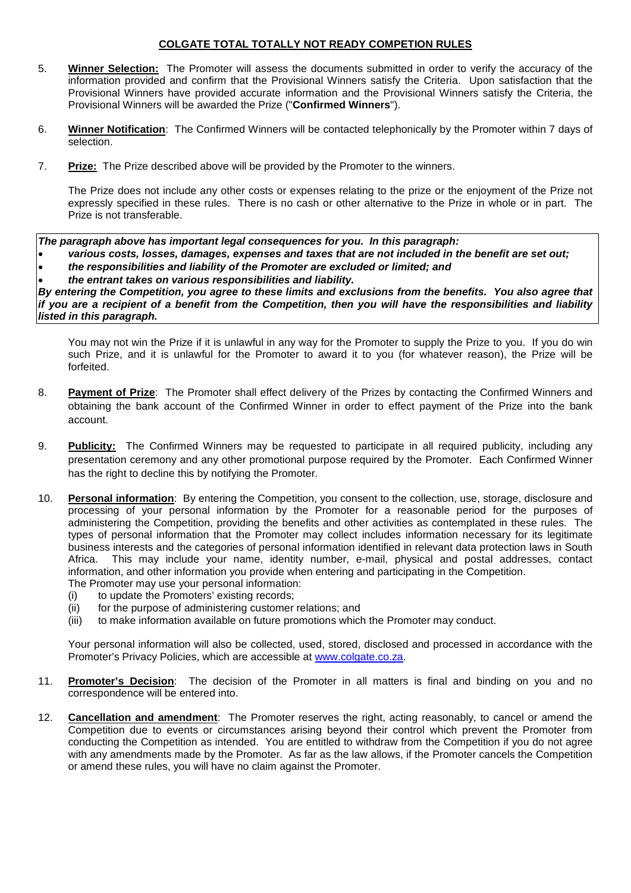# COLGATE TOTAL TOTALLY NOT READY COMPETION RULES

5. **Winner Selection:** The Promoter will assess the documents submitted in order to verify the accuracy of the information provided and confirm that the Provisional Winners satisfy the Criteria. Upon satisfaction that the Provisional Winners have provided accurate information and the Provisional Winners satisfy the Criteria, the Provisional Winners will be awarded the Prize ("**Confirmed Winners**").

6. **Winner Notification**: The Confirmed Winners will be contacted telephonically by the Promoter within 7 days of selection.

7. **Prize:** The Prize described above will be provided by the Promoter to the winners.

   The Prize does not include any other costs or expenses relating to the prize or the enjoyment of the Prize not expressly specified in these rules. There is no cash or other alternative to the Prize in whole or in part. The Prize is not transferable.

***The paragraph above has important legal consequences for you. In this paragraph:***

- ***various costs, losses, damages, expenses and taxes that are not included in the benefit are set out;***
- ***the responsibilities and liability of the Promoter are excluded or limited; and***
- ***the entrant takes on various responsibilities and liability.***

***By entering the Competition, you agree to these limits and exclusions from the benefits. You also agree that if you are a recipient of a benefit from the Competition, then you will have the responsibilities and liability listed in this paragraph.***

   You may not win the Prize if it is unlawful in any way for the Promoter to supply the Prize to you. If you do win such Prize, and it is unlawful for the Promoter to award it to you (for whatever reason), the Prize will be forfeited.

8. **Payment of Prize**: The Promoter shall effect delivery of the Prizes by contacting the Confirmed Winners and obtaining the bank account of the Confirmed Winner in order to effect payment of the Prize into the bank account.

9. **Publicity:** The Confirmed Winners may be requested to participate in all required publicity, including any presentation ceremony and any other promotional purpose required by the Promoter. Each Confirmed Winner has the right to decline this by notifying the Promoter.

10. **Personal information**: By entering the Competition, you consent to the collection, use, storage, disclosure and processing of your personal information by the Promoter for a reasonable period for the purposes of administering the Competition, providing the benefits and other activities as contemplated in these rules. The types of personal information that the Promoter may collect includes information necessary for its legitimate business interests and the categories of personal information identified in relevant data protection laws in South Africa. This may include your name, identity number, e-mail, physical and postal addresses, contact information, and other information you provide when entering and participating in the Competition.
    The Promoter may use your personal information:
    (i) to update the Promoters' existing records;
    (ii) for the purpose of administering customer relations; and
    (iii) to make information available on future promotions which the Promoter may conduct.

    Your personal information will also be collected, used, stored, disclosed and processed in accordance with the Promoter's Privacy Policies, which are accessible at www.colgate.co.za.

11. **Promoter's Decision**: The decision of the Promoter in all matters is final and binding on you and no correspondence will be entered into.

12. **Cancellation and amendment**: The Promoter reserves the right, acting reasonably, to cancel or amend the Competition due to events or circumstances arising beyond their control which prevent the Promoter from conducting the Competition as intended. You are entitled to withdraw from the Competition if you do not agree with any amendments made by the Promoter. As far as the law allows, if the Promoter cancels the Competition or amend these rules, you will have no claim against the Promoter.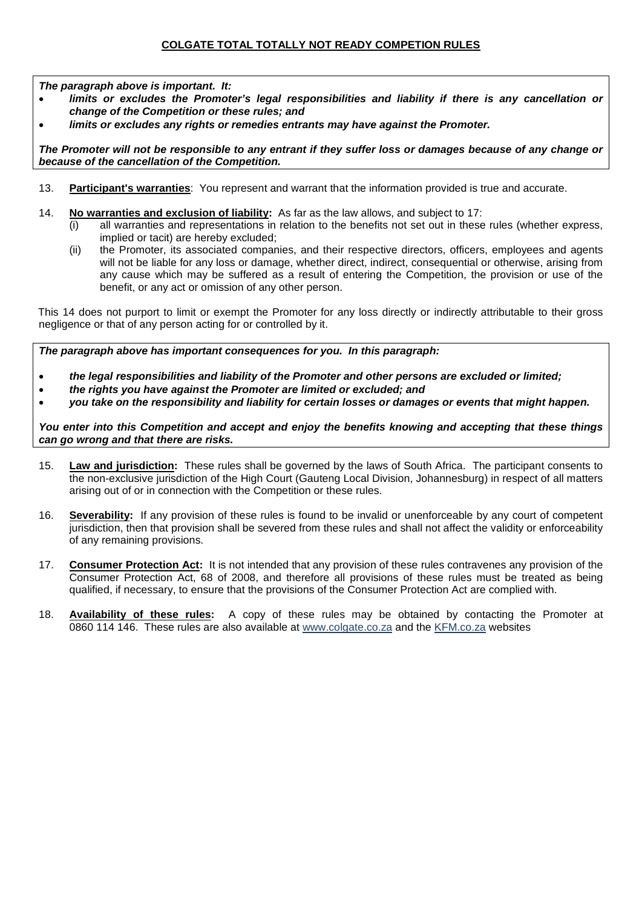**COLGATE TOTAL TOTALLY NOT READY COMPETION RULES**

***The paragraph above is important. It:***

- ***limits or excludes the Promoter's legal responsibilities and liability if there is any cancellation or change of the Competition or these rules; and***
- ***limits or excludes any rights or remedies entrants may have against the Promoter.***

***The Promoter will not be responsible to any entrant if they suffer loss or damages because of any change or because of the cancellation of the Competition.***

13. **Participant's warranties**: You represent and warrant that the information provided is true and accurate.

14. **No warranties and exclusion of liability:** As far as the law allows, and subject to 17:
    (i) all warranties and representations in relation to the benefits not set out in these rules (whether express, implied or tacit) are hereby excluded;
    (ii) the Promoter, its associated companies, and their respective directors, officers, employees and agents will not be liable for any loss or damage, whether direct, indirect, consequential or otherwise, arising from any cause which may be suffered as a result of entering the Competition, the provision or use of the benefit, or any act or omission of any other person.

This 14 does not purport to limit or exempt the Promoter for any loss directly or indirectly attributable to their gross negligence or that of any person acting for or controlled by it.

***The paragraph above has important consequences for you. In this paragraph:***

- ***the legal responsibilities and liability of the Promoter and other persons are excluded or limited;***
- ***the rights you have against the Promoter are limited or excluded; and***
- ***you take on the responsibility and liability for certain losses or damages or events that might happen.***

***You enter into this Competition and accept and enjoy the benefits knowing and accepting that these things can go wrong and that there are risks.***

15. **Law and jurisdiction:** These rules shall be governed by the laws of South Africa. The participant consents to the non-exclusive jurisdiction of the High Court (Gauteng Local Division, Johannesburg) in respect of all matters arising out of or in connection with the Competition or these rules.

16. **Severability:** If any provision of these rules is found to be invalid or unenforceable by any court of competent jurisdiction, then that provision shall be severed from these rules and shall not affect the validity or enforceability of any remaining provisions.

17. **Consumer Protection Act:** It is not intended that any provision of these rules contravenes any provision of the Consumer Protection Act, 68 of 2008, and therefore all provisions of these rules must be treated as being qualified, if necessary, to ensure that the provisions of the Consumer Protection Act are complied with.

18. **Availability of these rules:** A copy of these rules may be obtained by contacting the Promoter at 0860 114 146. These rules are also available at www.colgate.co.za and the KFM.co.za websites